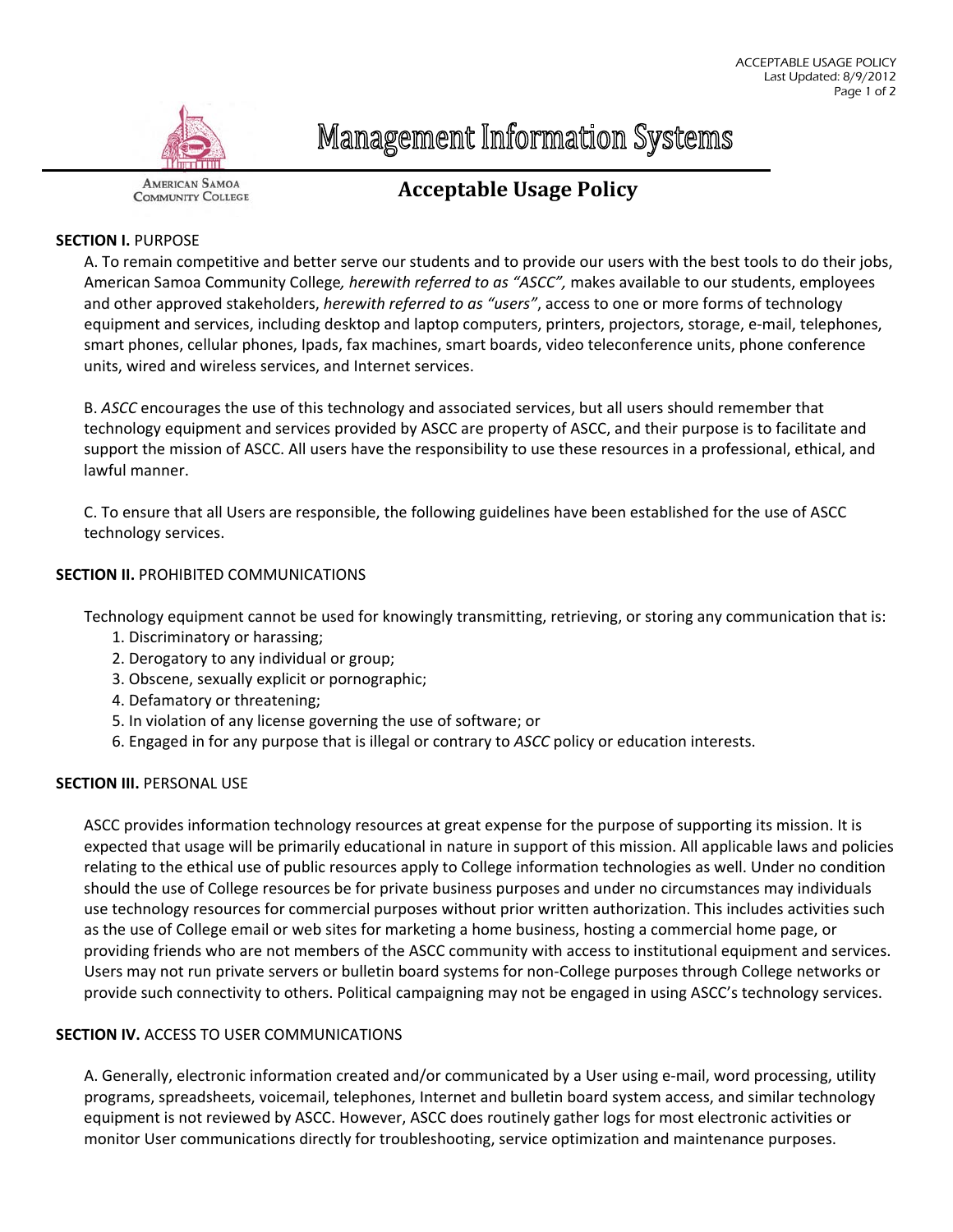AMERICAN SAMOA COMMUNITY COLLEGE

# Management Information Systems

## Acceptable Usage Policy

**SECTION I.** PURPOSE

A. To remain competitive and better serve our students and to provide our users with the best tools to do their jobs, American Samoa Community College*, herewith referred to as "ASCC",* makes available to our students, employees and other approved stakeholders, *herewith referred to as "users"*, access to one or more forms of technology equipment and services, including desktop and laptop computers, printers, projectors, storage, e-mail, telephones, smart phones, cellular phones, Ipads, fax machines, smart boards, video teleconference units, phone conference units, wired and wireless services, and Internet services.

B. *ASCC* encourages the use of this technology and associated services, but all users should remember that technology equipment and services provided by ASCC are property of ASCC, and their purpose is to facilitate and support the mission of ASCC. All users have the responsibility to use these resources in a professional, ethical, and lawful manner.

C. To ensure that all Users are responsible, the following guidelines have been established for the use of ASCC technology services.

**SECTION II.** PROHIBITED COMMUNICATIONS

Technology equipment cannot be used for knowingly transmitting, retrieving, or storing any communication that is:

1. Discriminatory or harassing;
2. Derogatory to any individual or group;
3. Obscene, sexually explicit or pornographic;
4. Defamatory or threatening;
5. In violation of any license governing the use of software; or
6. Engaged in for any purpose that is illegal or contrary to *ASCC* policy or education interests.

**SECTION III.** PERSONAL USE

ASCC provides information technology resources at great expense for the purpose of supporting its mission. It is expected that usage will be primarily educational in nature in support of this mission. All applicable laws and policies relating to the ethical use of public resources apply to College information technologies as well. Under no condition should the use of College resources be for private business purposes and under no circumstances may individuals use technology resources for commercial purposes without prior written authorization. This includes activities such as the use of College email or web sites for marketing a home business, hosting a commercial home page, or providing friends who are not members of the ASCC community with access to institutional equipment and services. Users may not run private servers or bulletin board systems for non-College purposes through College networks or provide such connectivity to others. Political campaigning may not be engaged in using ASCC's technology services.

**SECTION IV.** ACCESS TO USER COMMUNICATIONS

A. Generally, electronic information created and/or communicated by a User using e-mail, word processing, utility programs, spreadsheets, voicemail, telephones, Internet and bulletin board system access, and similar technology equipment is not reviewed by ASCC. However, ASCC does routinely gather logs for most electronic activities or monitor User communications directly for troubleshooting, service optimization and maintenance purposes.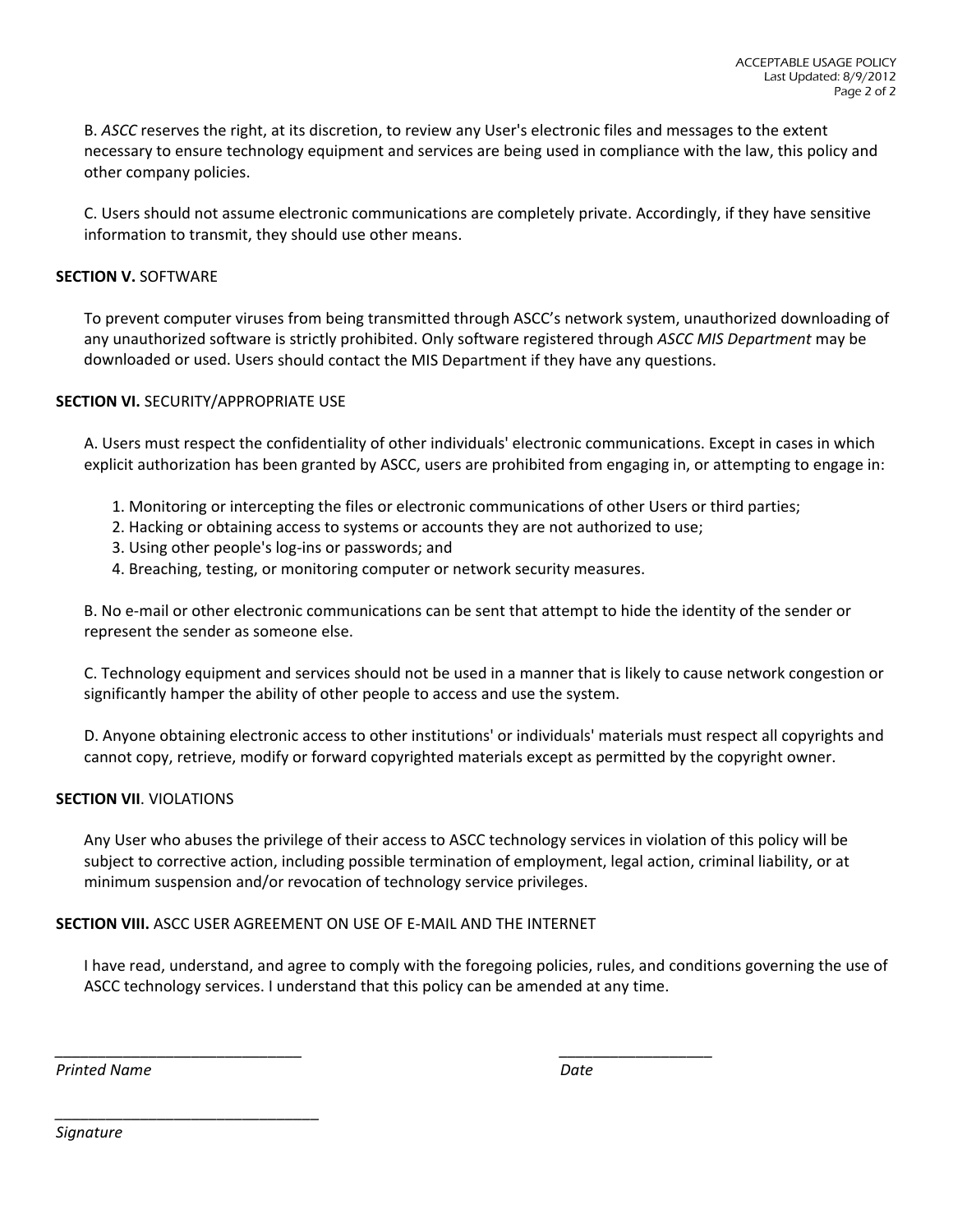B. *ASCC* reserves the right, at its discretion, to review any User's electronic files and messages to the extent necessary to ensure technology equipment and services are being used in compliance with the law, this policy and other company policies.

C. Users should not assume electronic communications are completely private. Accordingly, if they have sensitive information to transmit, they should use other means.

**SECTION V.** SOFTWARE

To prevent computer viruses from being transmitted through ASCC's network system, unauthorized downloading of any unauthorized software is strictly prohibited. Only software registered through *ASCC MIS Department* may be downloaded or used. Users should contact the MIS Department if they have any questions.

**SECTION VI.** SECURITY/APPROPRIATE USE

A. Users must respect the confidentiality of other individuals' electronic communications. Except in cases in which explicit authorization has been granted by ASCC, users are prohibited from engaging in, or attempting to engage in:

1. Monitoring or intercepting the files or electronic communications of other Users or third parties;
2. Hacking or obtaining access to systems or accounts they are not authorized to use;
3. Using other people's log-ins or passwords; and
4. Breaching, testing, or monitoring computer or network security measures.

B. No e-mail or other electronic communications can be sent that attempt to hide the identity of the sender or represent the sender as someone else.

C. Technology equipment and services should not be used in a manner that is likely to cause network congestion or significantly hamper the ability of other people to access and use the system.

D. Anyone obtaining electronic access to other institutions' or individuals' materials must respect all copyrights and cannot copy, retrieve, modify or forward copyrighted materials except as permitted by the copyright owner.

**SECTION VII**. VIOLATIONS

Any User who abuses the privilege of their access to ASCC technology services in violation of this policy will be subject to corrective action, including possible termination of employment, legal action, criminal liability, or at minimum suspension and/or revocation of technology service privileges.

**SECTION VIII.** ASCC USER AGREEMENT ON USE OF E-MAIL AND THE INTERNET

I have read, understand, and agree to comply with the foregoing policies, rules, and conditions governing the use of ASCC technology services. I understand that this policy can be amended at any time.

______________________________ ___________________

*Printed Name* *Date*

________________________________

*Signature*